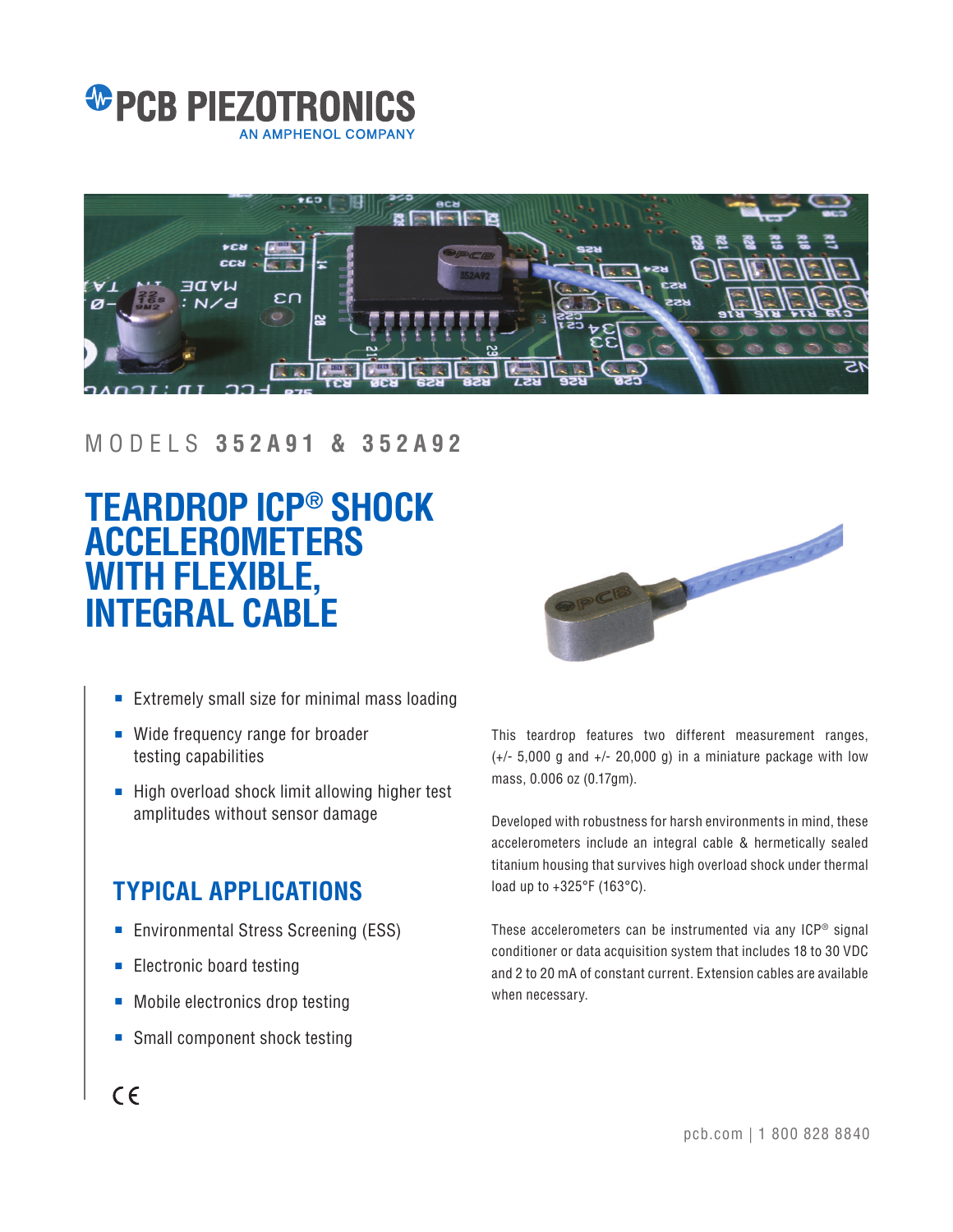PCB PIEZOTRONICS
AN AMPHENOL COMPANY

MODELS **352A91 & 352A92**

# TEARDROP ICP® SHOCK ACCELEROMETERS WITH FLEXIBLE, INTEGRAL CABLE

- Extremely small size for minimal mass loading
- Wide frequency range for broader testing capabilities
- High overload shock limit allowing higher test amplitudes without sensor damage

## TYPICAL APPLICATIONS

- Environmental Stress Screening (ESS)
- Electronic board testing
- Mobile electronics drop testing
- Small component shock testing

This teardrop features two different measurement ranges, (+/- 5,000 g and +/- 20,000 g) in a miniature package with low mass, 0.006 oz (0.17gm).

Developed with robustness for harsh environments in mind, these accelerometers include an integral cable & hermetically sealed titanium housing that survives high overload shock under thermal load up to +325°F (163°C).

These accelerometers can be instrumented via any ICP® signal conditioner or data acquisition system that includes 18 to 30 VDC and 2 to 20 mA of constant current. Extension cables are available when necessary.

pcb.com | 1 800 828 8840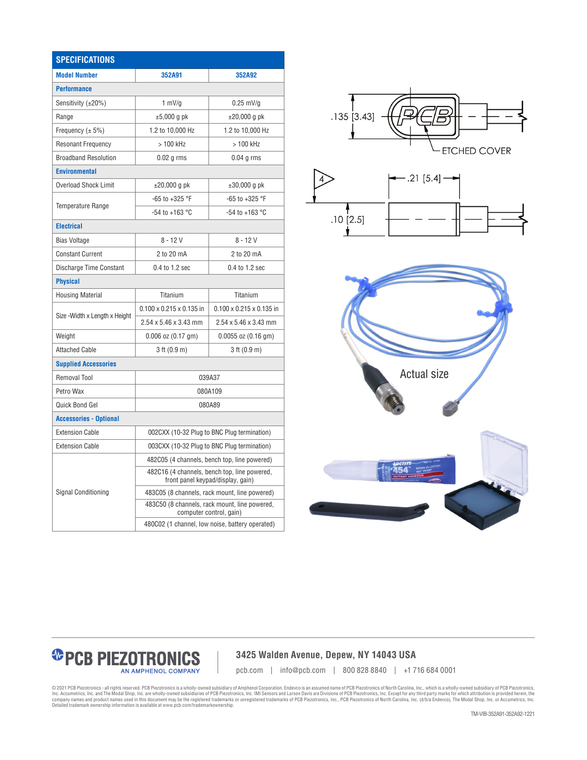## SPECIFICATIONS

| Model Number | 352A91 | 352A92 |
|---|---|---|
| **Performance** | | |
| Sensitivity (±20%) | 1 mV/g | 0.25 mV/g |
| Range | ±5,000 g pk | ±20,000 g pk |
| Frequency (± 5%) | 1.2 to 10,000 Hz | 1.2 to 10,000 Hz |
| Resonant Frequency | > 100 kHz | > 100 kHz |
| Broadband Resolution | 0.02 g rms | 0.04 g rms |
| **Environmental** | | |
| Overload Shock Limit | ±20,000 g pk | ±30,000 g pk |
| Temperature Range | -65 to +325 °F | -65 to +325 °F |
| | -54 to +163 °C | -54 to +163 °C |
| **Electrical** | | |
| Bias Voltage | 8 - 12 V | 8 - 12 V |
| Constant Current | 2 to 20 mA | 2 to 20 mA |
| Discharge Time Constant | 0.4 to 1.2 sec | 0.4 to 1.2 sec |
| **Physical** | | |
| Housing Material | Titanium | Titanium |
| Size -Width x Length x Height | 0.100 x 0.215 x 0.135 in | 0.100 x 0.215 x 0.135 in |
| | 2.54 x 5.46 x 3.43 mm | 2.54 x 5.46 x 3.43 mm |
| Weight | 0.006 oz (0.17 gm) | 0.0055 oz (0.16 gm) |
| Attached Cable | 3 ft (0.9 m) | 3 ft (0.9 m) |
| **Supplied Accessories** | | |
| Removal Tool | 039A37 | |
| Petro Wax | 080A109 | |
| Quick Bond Gel | 080A89 | |
| **Accessories - Optional** | | |
| Extension Cable | 002CXX (10-32 Plug to BNC Plug termination) | |
| Extension Cable | 003CXX (10-32 Plug to BNC Plug termination) | |
| Signal Conditioning | 482C05 (4 channels, bench top, line powered) | |
| | 482C16 (4 channels, bench top, line powered, front panel keypad/display, gain) | |
| | 483C05 (8 channels, rack mount, line powered) | |
| | 483C50 (8 channels, rack mount, line powered, computer control, gain) | |
| | 480C02 (1 channel, low noise, battery operated) | |

.135 [3.43]

ETCHED COVER

4

.21 [5.4]

.10 [2.5]

Actual size

**PCB PIEZOTRONICS**
AN AMPHENOL COMPANY

**3425 Walden Avenue, Depew, NY 14043 USA**

pcb.com | info@pcb.com | 800 828 8840 | +1 716 684 0001

© 2021 PCB Piezotronics - all rights reserved. PCB Piezotronics is a wholly-owned subsidiary of Amphenol Corporation. Endevco is an assumed name of PCB Piezotronics of North Carolina, Inc., which is a wholly-owned subsidiary of PCB Piezotronics, Inc. Accumetrics, Inc. and The Modal Shop, Inc. are wholly-owned subsidiaries of PCB Piezotronics, Inc. IMI Sensors and Larson Davis are Divisions of PCB Piezotronics, Inc. Except for any third party marks for which attribution is provided herein, the company names and product names used in this document may be the registered trademarks or unregistered trademarks of PCB Piezotronics, Inc., PCB Piezotronics of North Carolina, Inc. (d/b/a Endevco), The Modal Shop, Inc. or Accumetrics, Inc. Detailed trademark ownership information is available at www.pcb.com/trademarkownership.

TM-VIB-352A91-352A92-1221